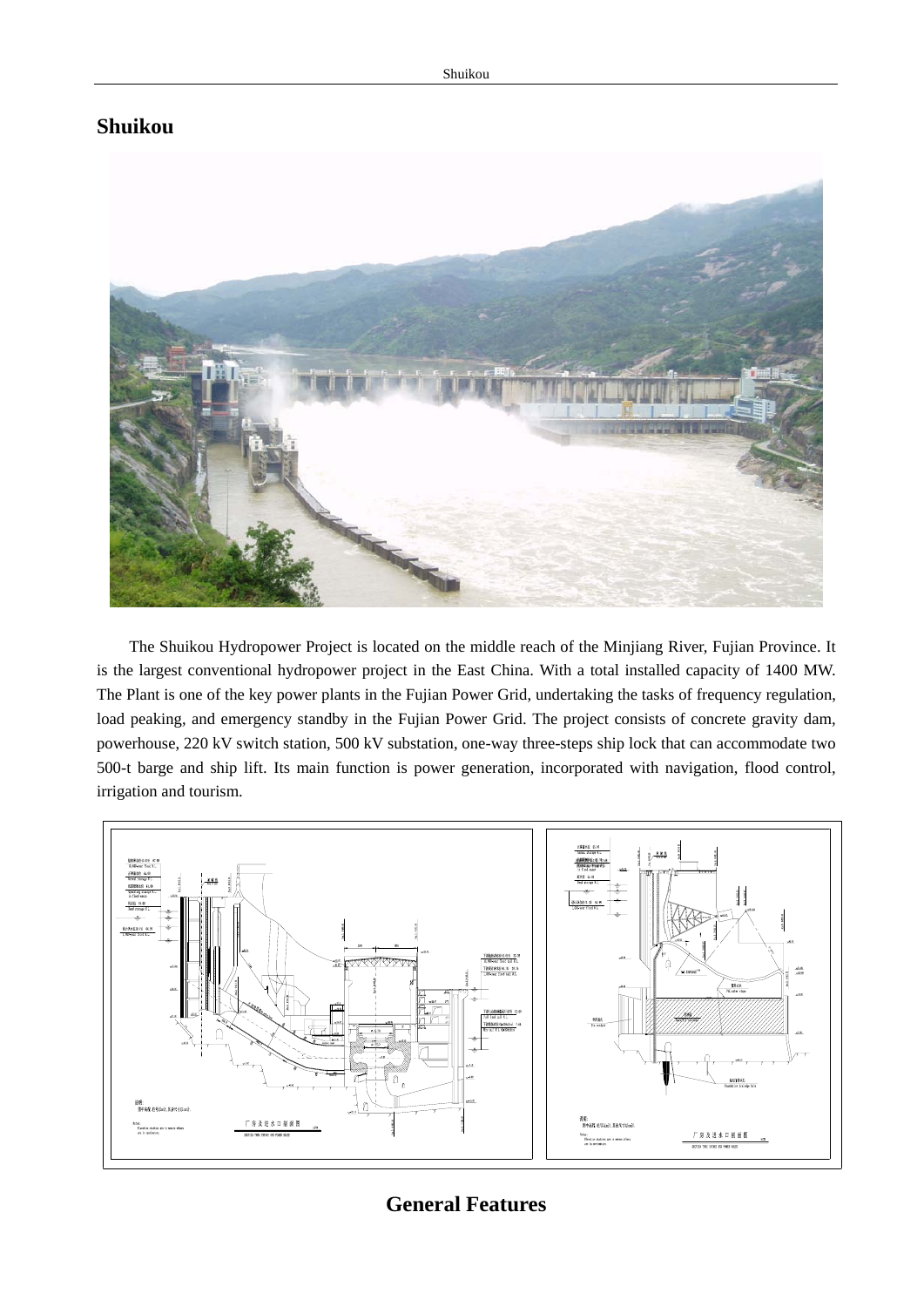# Shuikou

The Shuikou Hydropower Project is located on the middle reach of the Minjiang River, Fujian Province. It is the largest conventional hydropower project in the East China. With a total installed capacity of 1400 MW. The Plant is one of the key power plants in the Fujian Power Grid, undertaking the tasks of frequency regulation, load peaking, and emergency standby in the Fujian Power Grid. The project consists of concrete gravity dam, powerhouse, 220 kV switch station, 500 kV substation, one-way three-steps ship lock that can accommodate two 500-t barge and ship lift. Its main function is power generation, incorporated with navigation, flood control, irrigation and tourism.

## General Features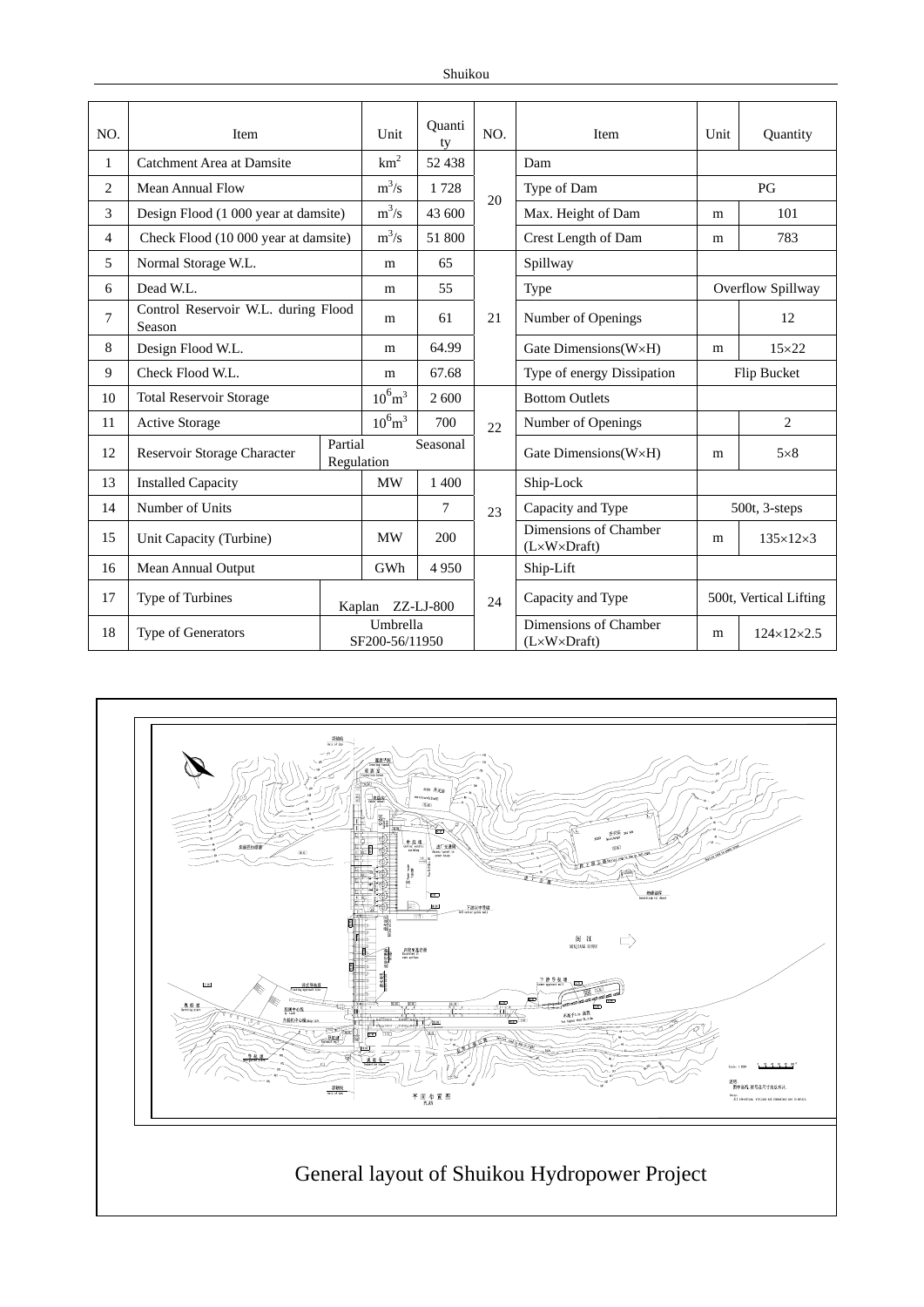| NO. | Item | Unit | Quantity | NO. | Item | Unit | Quantity |
|---|---|---|---|---|---|---|---|
| 1 | Catchment Area at Damsite | $km^2$ | 52 438 | 20 | Dam | | |
| 2 | Mean Annual Flow | $m^3/s$ | 1 728 | | Type of Dam | PG | |
| 3 | Design Flood (1 000 year at damsite) | $m^3/s$ | 43 600 | | Max. Height of Dam | m | 101 |
| 4 | Check Flood (10 000 year at damsite) | $m^3/s$ | 51 800 | | Crest Length of Dam | m | 783 |
| 5 | Normal Storage W.L. | m | 65 | 21 | Spillway | | |
| 6 | Dead W.L. | m | 55 | | Type | Overflow Spillway | |
| 7 | Control Reservoir W.L. during Flood Season | m | 61 | | Number of Openings | | 12 |
| 8 | Design Flood W.L. | m | 64.99 | | Gate Dimensions(W×H) | m | 15×22 |
| 9 | Check Flood W.L. | m | 67.68 | | Type of energy Dissipation | Flip Bucket | |
| 10 | Total Reservoir Storage | $10^6m^3$ | 2 600 | 22 | Bottom Outlets | | |
| 11 | Active Storage | $10^6m^3$ | 700 | | Number of Openings | | 2 |
| 12 | Reservoir Storage Character | Partial Seasonal Regulation | | | Gate Dimensions(W×H) | m | 5×8 |
| 13 | Installed Capacity | MW | 1 400 | 23 | Ship-Lock | | |
| 14 | Number of Units | | 7 | | Capacity and Type | 500t, 3-steps | |
| 15 | Unit Capacity (Turbine) | MW | 200 | | Dimensions of Chamber (L×W×Draft) | m | 135×12×3 |
| 16 | Mean Annual Output | GWh | 4 950 | 24 | Ship-Lift | | |
| 17 | Type of Turbines | Kaplan ZZ-LJ-800 | | | Capacity and Type | 500t, Vertical Lifting | |
| 18 | Type of Generators | Umbrella SF200-56/11950 | | | Dimensions of Chamber (L×W×Draft) | m | 124×12×2.5 |

平面布置图

General layout of Shuikou Hydropower Project